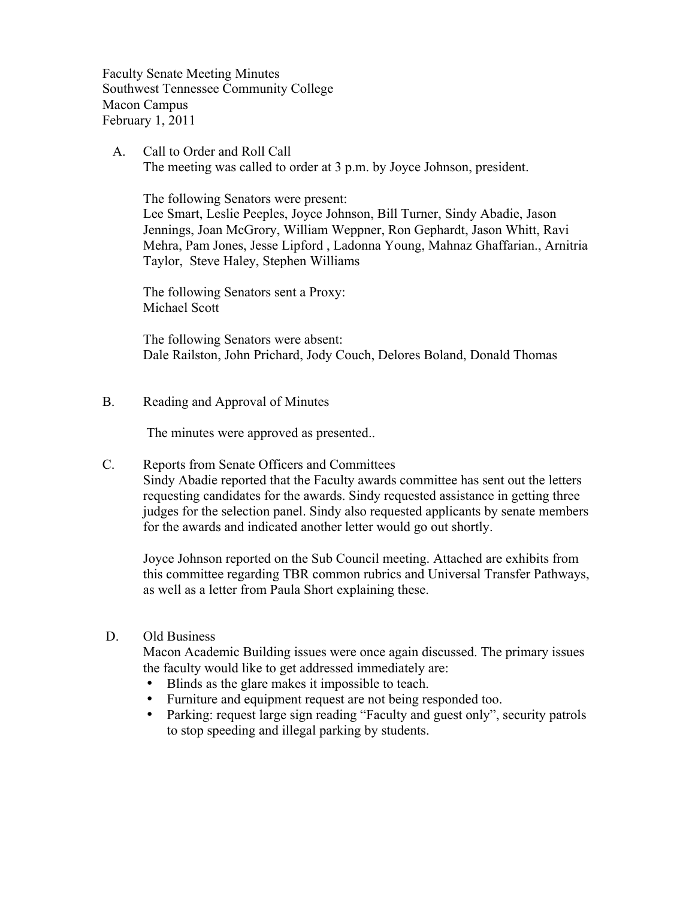Faculty Senate Meeting Minutes
Southwest Tennessee Community College
Macon Campus
February 1, 2011

A. Call to Order and Roll Call

The meeting was called to order at 3 p.m. by Joyce Johnson, president.

The following Senators were present:
Lee Smart, Leslie Peeples, Joyce Johnson, Bill Turner, Sindy Abadie, Jason Jennings, Joan McGrory, William Weppner, Ron Gephardt, Jason Whitt, Ravi Mehra, Pam Jones, Jesse Lipford , Ladonna Young, Mahnaz Ghaffarian., Arnitria Taylor, Steve Haley, Stephen Williams

The following Senators sent a Proxy:
Michael Scott

The following Senators were absent:
Dale Railston, John Prichard, Jody Couch, Delores Boland, Donald Thomas

B. Reading and Approval of Minutes

The minutes were approved as presented..

C. Reports from Senate Officers and Committees

Sindy Abadie reported that the Faculty awards committee has sent out the letters requesting candidates for the awards. Sindy requested assistance in getting three judges for the selection panel. Sindy also requested applicants by senate members for the awards and indicated another letter would go out shortly.

Joyce Johnson reported on the Sub Council meeting. Attached are exhibits from this committee regarding TBR common rubrics and Universal Transfer Pathways, as well as a letter from Paula Short explaining these.

D. Old Business

Macon Academic Building issues were once again discussed. The primary issues the faculty would like to get addressed immediately are:

- Blinds as the glare makes it impossible to teach.
- Furniture and equipment request are not being responded too.
- Parking: request large sign reading "Faculty and guest only", security patrols to stop speeding and illegal parking by students.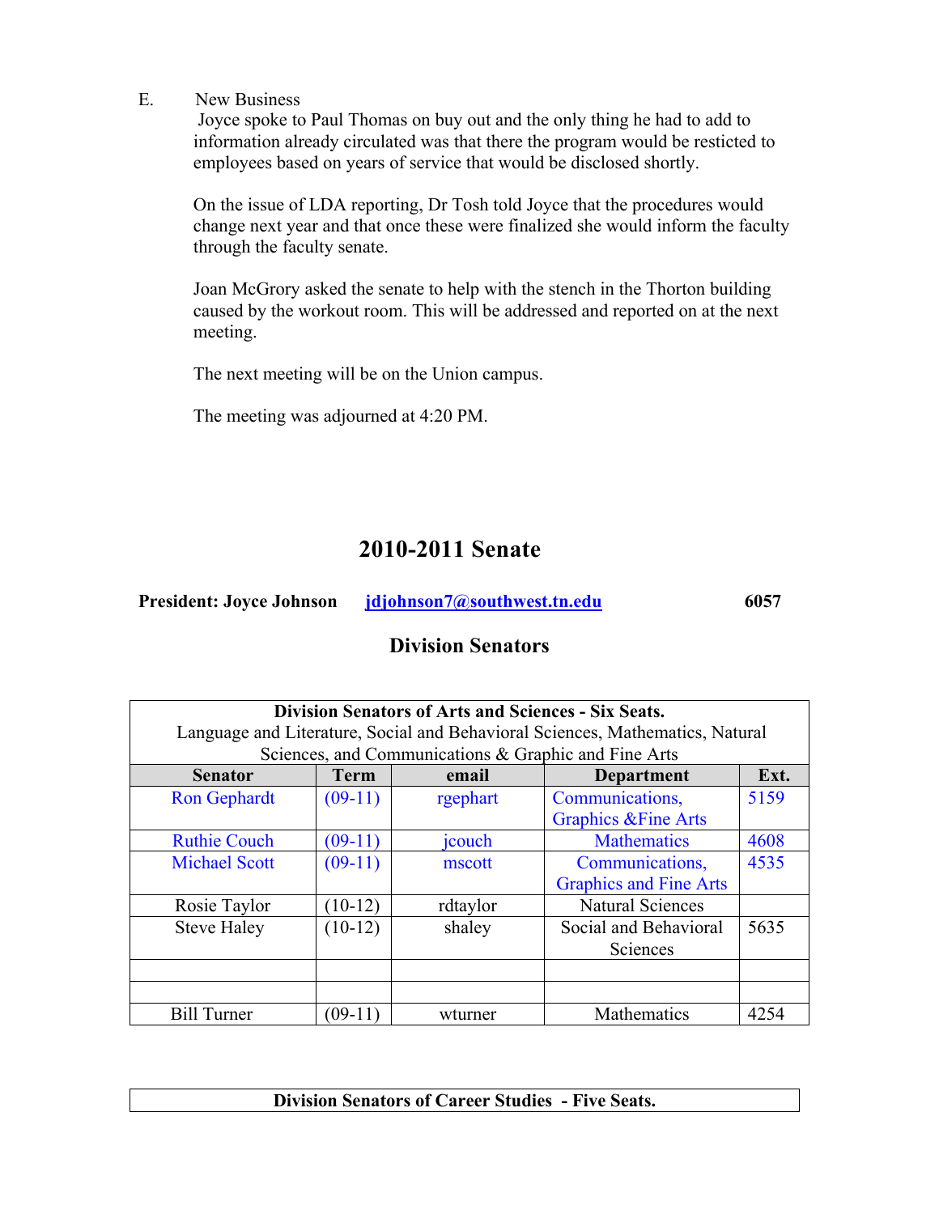E. New Business

Joyce spoke to Paul Thomas on buy out and the only thing he had to add to information already circulated was that there the program would be resticted to employees based on years of service that would be disclosed shortly.

On the issue of LDA reporting, Dr Tosh told Joyce that the procedures would change next year and that once these were finalized she would inform the faculty through the faculty senate.

Joan McGrory asked the senate to help with the stench in the Thorton building caused by the workout room. This will be addressed and reported on at the next meeting.

The next meeting will be on the Union campus.

The meeting was adjourned at 4:20 PM.

# 2010-2011 Senate

**President: Joyce Johnson** jdjohnson7@southwest.tn.edu **6057**

## Division Senators

| Division Senators of Arts and Sciences - Six Seats. Language and Literature, Social and Behavioral Sciences, Mathematics, Natural Sciences, and Communications & Graphic and Fine Arts | | | | |
|---|---|---|---|---|
| **Senator** | **Term** | **email** | **Department** | **Ext.** |
| Ron Gephardt | (09-11) | rgephart | Communications, Graphics &Fine Arts | 5159 |
| Ruthie Couch | (09-11) | jcouch | Mathematics | 4608 |
| Michael Scott | (09-11) | mscott | Communications, Graphics and Fine Arts | 4535 |
| Rosie Taylor | (10-12) | rdtaylor | Natural Sciences | |
| Steve Haley | (10-12) | shaley | Social and Behavioral Sciences | 5635 |
| | | | | |
| | | | | |
| Bill Turner | (09-11) | wturner | Mathematics | 4254 |

| Division Senators of Career Studies - Five Seats. |
|---|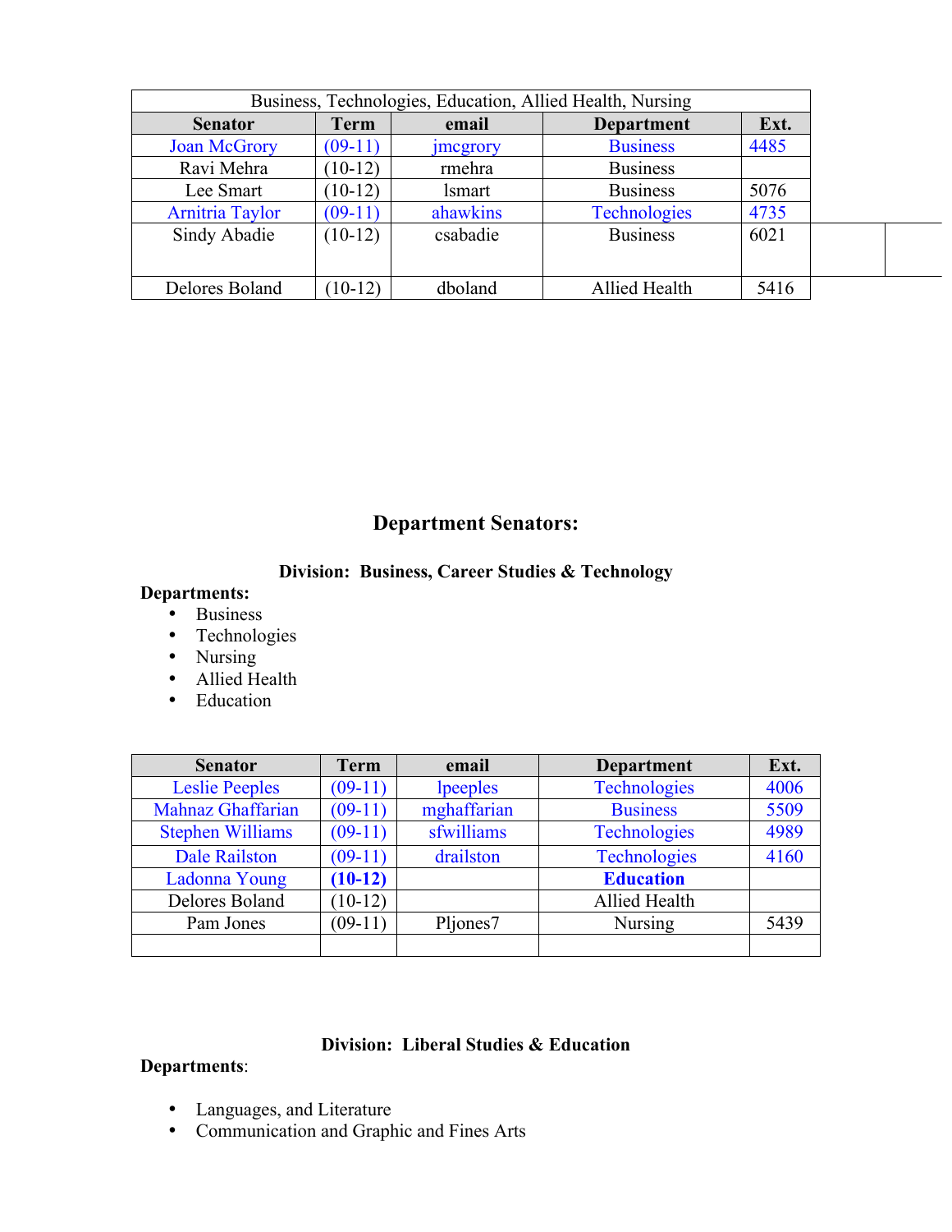| Business, Technologies, Education, Allied Health, Nursing | | | | |
|---|---|---|---|---|
| **Senator** | **Term** | **email** | **Department** | **Ext.** |
| Joan McGrory | (09-11) | jmcgrory | Business | 4485 |
| Ravi Mehra | (10-12) | rmehra | Business | |
| Lee Smart | (10-12) | lsmart | Business | 5076 |
| Arnitria Taylor | (09-11) | ahawkins | Technologies | 4735 |
| Sindy Abadie | (10-12) | csabadie | Business | 6021 |
| Delores Boland | (10-12) | dboland | Allied Health | 5416 |

## Department Senators:

### Division: Business, Career Studies & Technology

**Departments:**

- Business
- Technologies
- Nursing
- Allied Health
- Education

| Senator | Term | email | Department | Ext. |
|---|---|---|---|---|
| Leslie Peeples | (09-11) | lpeeples | Technologies | 4006 |
| Mahnaz Ghaffarian | (09-11) | mghaffarian | Business | 5509 |
| Stephen Williams | (09-11) | sfwilliams | Technologies | 4989 |
| Dale Railston | (09-11) | drailston | Technologies | 4160 |
| Ladonna Young | **(10-12)** | | **Education** | |
| Delores Boland | (10-12) | | Allied Health | |
| Pam Jones | (09-11) | Pljones7 | Nursing | 5439 |
| | | | | |

### Division: Liberal Studies & Education

**Departments**:

- Languages, and Literature
- Communication and Graphic and Fines Arts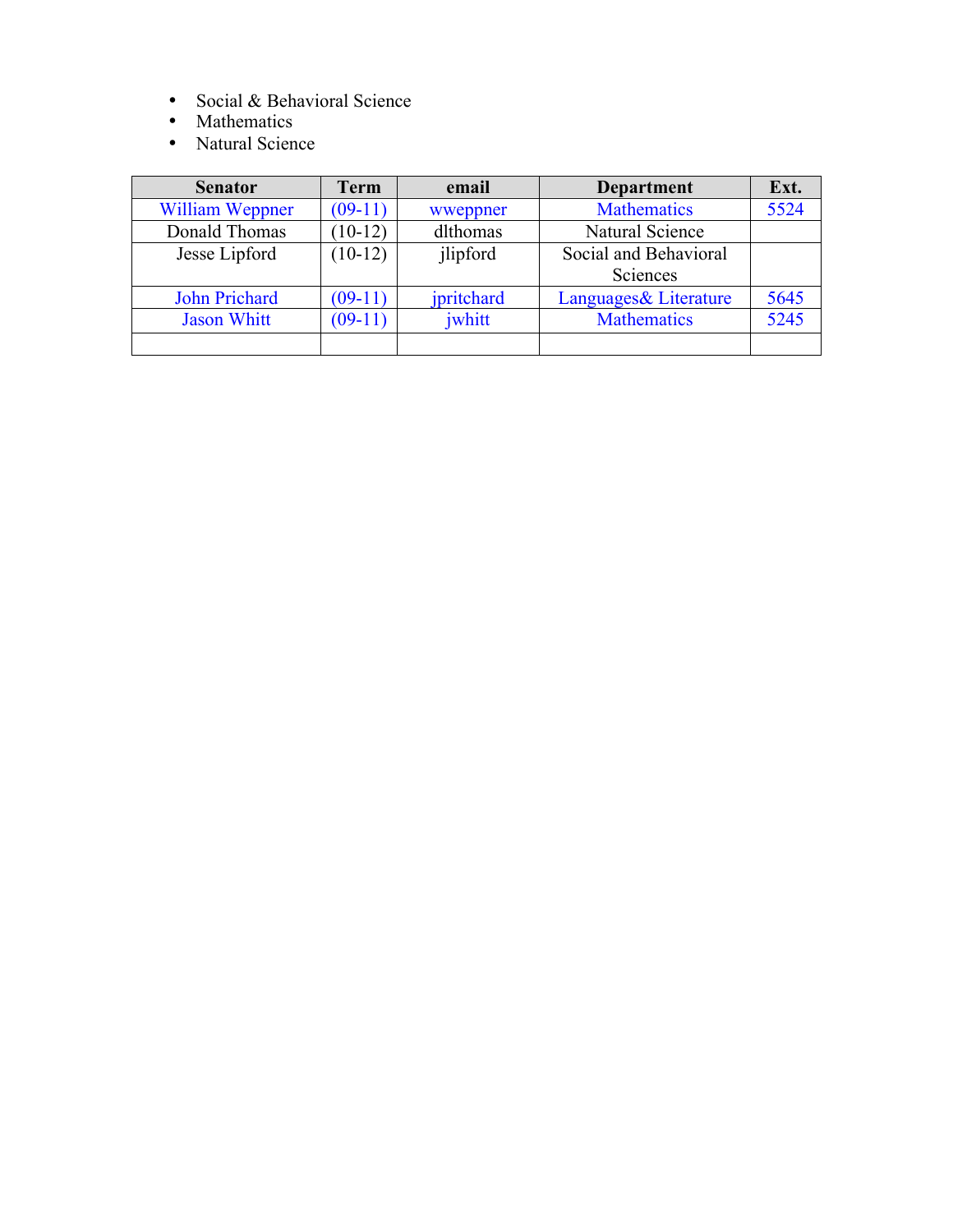- Social & Behavioral Science
- Mathematics
- Natural Science

| Senator | Term | email | Department | Ext. |
| --- | --- | --- | --- | --- |
| William Weppner | (09-11) | wweppner | Mathematics | 5524 |
| Donald Thomas | (10-12) | dlthomas | Natural Science | |
| Jesse Lipford | (10-12) | jlipford | Social and Behavioral Sciences | |
| John Prichard | (09-11) | jpritchard | Languages& Literature | 5645 |
| Jason Whitt | (09-11) | jwhitt | Mathematics | 5245 |
| | | | | |